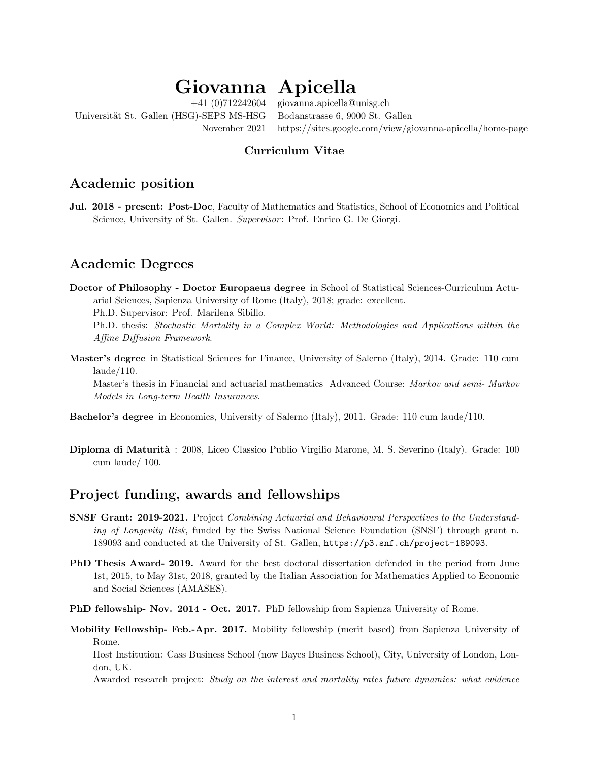# Giovanna Apicella

+41 (0)712242604 giovanna.apicella@unisg.ch
Universität St. Gallen (HSG)-SEPS MS-HSG Bodanstrasse 6, 9000 St. Gallen
November 2021 https://sites.google.com/view/giovanna-apicella/home-page

**Curriculum Vitae**

## Academic position

**Jul. 2018 - present: Post-Doc**, Faculty of Mathematics and Statistics, School of Economics and Political Science, University of St. Gallen. *Supervisor*: Prof. Enrico G. De Giorgi.

## Academic Degrees

**Doctor of Philosophy - Doctor Europaeus degree** in School of Statistical Sciences-Curriculum Actuarial Sciences, Sapienza University of Rome (Italy), 2018; grade: excellent.
Ph.D. Supervisor: Prof. Marilena Sibillo.
Ph.D. thesis: *Stochastic Mortality in a Complex World: Methodologies and Applications within the Affine Diffusion Framework*.

**Master's degree** in Statistical Sciences for Finance, University of Salerno (Italy), 2014. Grade: 110 cum laude/110.
Master's thesis in Financial and actuarial mathematics Advanced Course: *Markov and semi- Markov Models in Long-term Health Insurances*.

**Bachelor's degree** in Economics, University of Salerno (Italy), 2011. Grade: 110 cum laude/110.

**Diploma di Maturità** : 2008, Liceo Classico Publio Virgilio Marone, M. S. Severino (Italy). Grade: 100 cum laude/ 100.

## Project funding, awards and fellowships

**SNSF Grant: 2019-2021.** Project *Combining Actuarial and Behavioural Perspectives to the Understanding of Longevity Risk*, funded by the Swiss National Science Foundation (SNSF) through grant n. 189093 and conducted at the University of St. Gallen, `https://p3.snf.ch/project-189093`.

**PhD Thesis Award- 2019.** Award for the best doctoral dissertation defended in the period from June 1st, 2015, to May 31st, 2018, granted by the Italian Association for Mathematics Applied to Economic and Social Sciences (AMASES).

**PhD fellowship- Nov. 2014 - Oct. 2017.** PhD fellowship from Sapienza University of Rome.

**Mobility Fellowship- Feb.-Apr. 2017.** Mobility fellowship (merit based) from Sapienza University of Rome.
Host Institution: Cass Business School (now Bayes Business School), City, University of London, London, UK.
Awarded research project: *Study on the interest and mortality rates future dynamics: what evidence*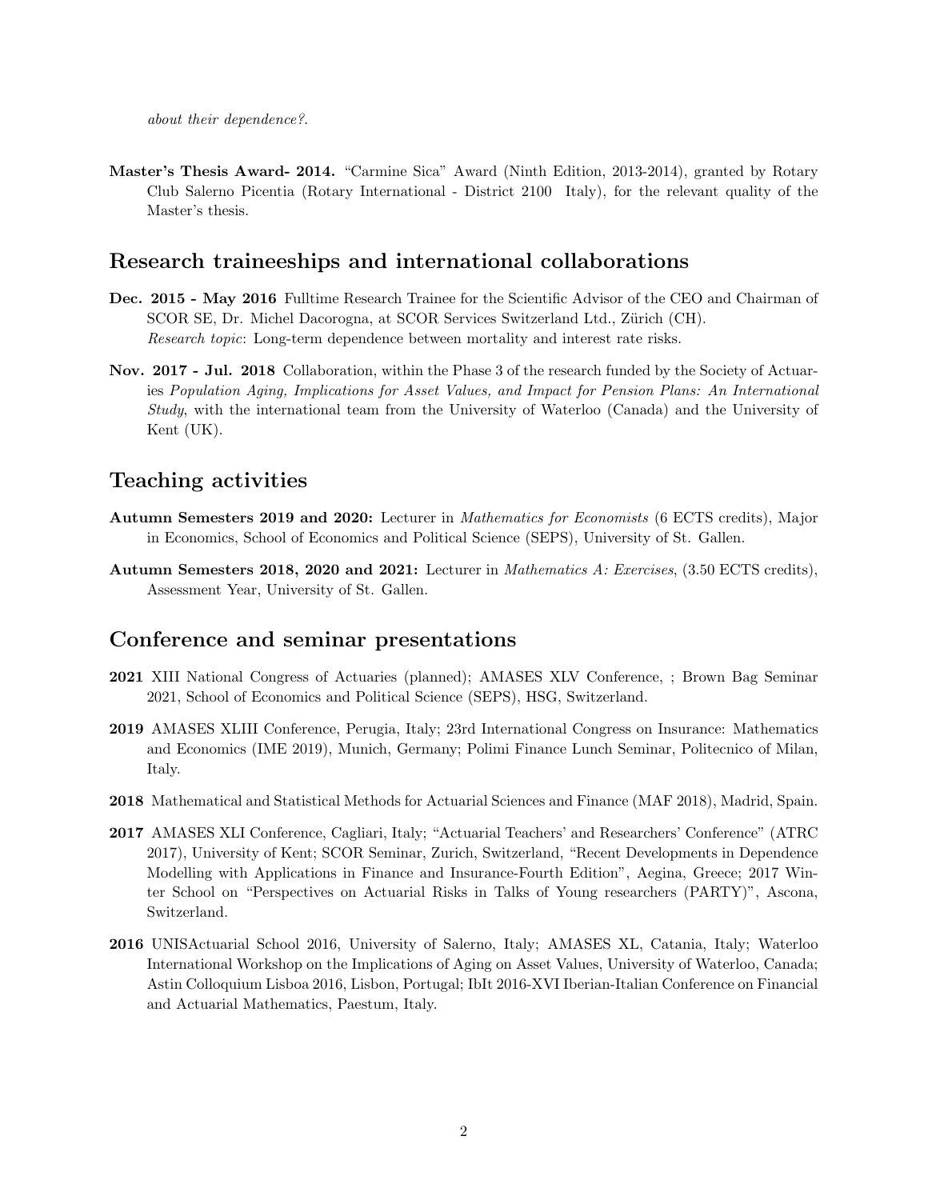*about their dependence?*.

**Master's Thesis Award- 2014.** "Carmine Sica" Award (Ninth Edition, 2013-2014), granted by Rotary Club Salerno Picentia (Rotary International - District 2100 Italy), for the relevant quality of the Master's thesis.

## Research traineeships and international collaborations

**Dec. 2015 - May 2016** Fulltime Research Trainee for the Scientific Advisor of the CEO and Chairman of SCOR SE, Dr. Michel Dacorogna, at SCOR Services Switzerland Ltd., Zürich (CH). *Research topic*: Long-term dependence between mortality and interest rate risks.

**Nov. 2017 - Jul. 2018** Collaboration, within the Phase 3 of the research funded by the Society of Actuaries *Population Aging, Implications for Asset Values, and Impact for Pension Plans: An International Study*, with the international team from the University of Waterloo (Canada) and the University of Kent (UK).

## Teaching activities

**Autumn Semesters 2019 and 2020:** Lecturer in *Mathematics for Economists* (6 ECTS credits), Major in Economics, School of Economics and Political Science (SEPS), University of St. Gallen.

**Autumn Semesters 2018, 2020 and 2021:** Lecturer in *Mathematics A: Exercises*, (3.50 ECTS credits), Assessment Year, University of St. Gallen.

## Conference and seminar presentations

**2021** XIII National Congress of Actuaries (planned); AMASES XLV Conference, ; Brown Bag Seminar 2021, School of Economics and Political Science (SEPS), HSG, Switzerland.

**2019** AMASES XLIII Conference, Perugia, Italy; 23rd International Congress on Insurance: Mathematics and Economics (IME 2019), Munich, Germany; Polimi Finance Lunch Seminar, Politecnico of Milan, Italy.

**2018** Mathematical and Statistical Methods for Actuarial Sciences and Finance (MAF 2018), Madrid, Spain.

**2017** AMASES XLI Conference, Cagliari, Italy; "Actuarial Teachers' and Researchers' Conference" (ATRC 2017), University of Kent; SCOR Seminar, Zurich, Switzerland, "Recent Developments in Dependence Modelling with Applications in Finance and Insurance-Fourth Edition", Aegina, Greece; 2017 Winter School on "Perspectives on Actuarial Risks in Talks of Young researchers (PARTY)", Ascona, Switzerland.

**2016** UNISActuarial School 2016, University of Salerno, Italy; AMASES XL, Catania, Italy; Waterloo International Workshop on the Implications of Aging on Asset Values, University of Waterloo, Canada; Astin Colloquium Lisboa 2016, Lisbon, Portugal; IbIt 2016-XVI Iberian-Italian Conference on Financial and Actuarial Mathematics, Paestum, Italy.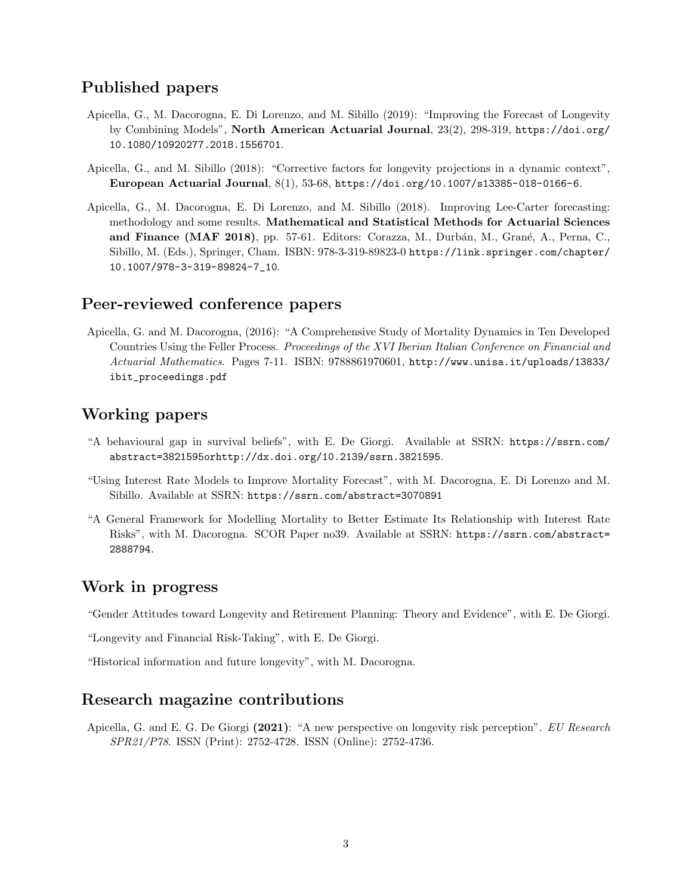## Published papers

Apicella, G., M. Dacorogna, E. Di Lorenzo, and M. Sibillo (2019): "Improving the Forecast of Longevity by Combining Models", **North American Actuarial Journal**, 23(2), 298-319, https://doi.org/10.1080/10920277.2018.1556701.

Apicella, G., and M. Sibillo (2018): "Corrective factors for longevity projections in a dynamic context", **European Actuarial Journal**, 8(1), 53-68, https://doi.org/10.1007/s13385-018-0166-6.

Apicella, G., M. Dacorogna, E. Di Lorenzo, and M. Sibillo (2018). Improving Lee-Carter forecasting: methodology and some results. **Mathematical and Statistical Methods for Actuarial Sciences and Finance (MAF 2018)**, pp. 57-61. Editors: Corazza, M., Durbán, M., Grané, A., Perna, C., Sibillo, M. (Eds.), Springer, Cham. ISBN: 978-3-319-89823-0 https://link.springer.com/chapter/10.1007/978-3-319-89824-7_10.

## Peer-reviewed conference papers

Apicella, G. and M. Dacorogna, (2016): "A Comprehensive Study of Mortality Dynamics in Ten Developed Countries Using the Feller Process. *Proceedings of the XVI Iberian Italian Conference on Financial and Actuarial Mathematics*. Pages 7-11. ISBN: 9788861970601, http://www.unisa.it/uploads/13833/ibit_proceedings.pdf

## Working papers

"A behavioural gap in survival beliefs", with E. De Giorgi. Available at SSRN: https://ssrn.com/abstract=3821595orhttp://dx.doi.org/10.2139/ssrn.3821595.

"Using Interest Rate Models to Improve Mortality Forecast", with M. Dacorogna, E. Di Lorenzo and M. Sibillo. Available at SSRN: https://ssrn.com/abstract=3070891

"A General Framework for Modelling Mortality to Better Estimate Its Relationship with Interest Rate Risks", with M. Dacorogna. SCOR Paper no39. Available at SSRN: https://ssrn.com/abstract=2888794.

## Work in progress

"Gender Attitudes toward Longevity and Retirement Planning: Theory and Evidence", with E. De Giorgi.

"Longevity and Financial Risk-Taking", with E. De Giorgi.

"Historical information and future longevity", with M. Dacorogna.

## Research magazine contributions

Apicella, G. and E. G. De Giorgi **(2021)**: "A new perspective on longevity risk perception". *EU Research SPR21/P78*. ISSN (Print): 2752-4728. ISSN (Online): 2752-4736.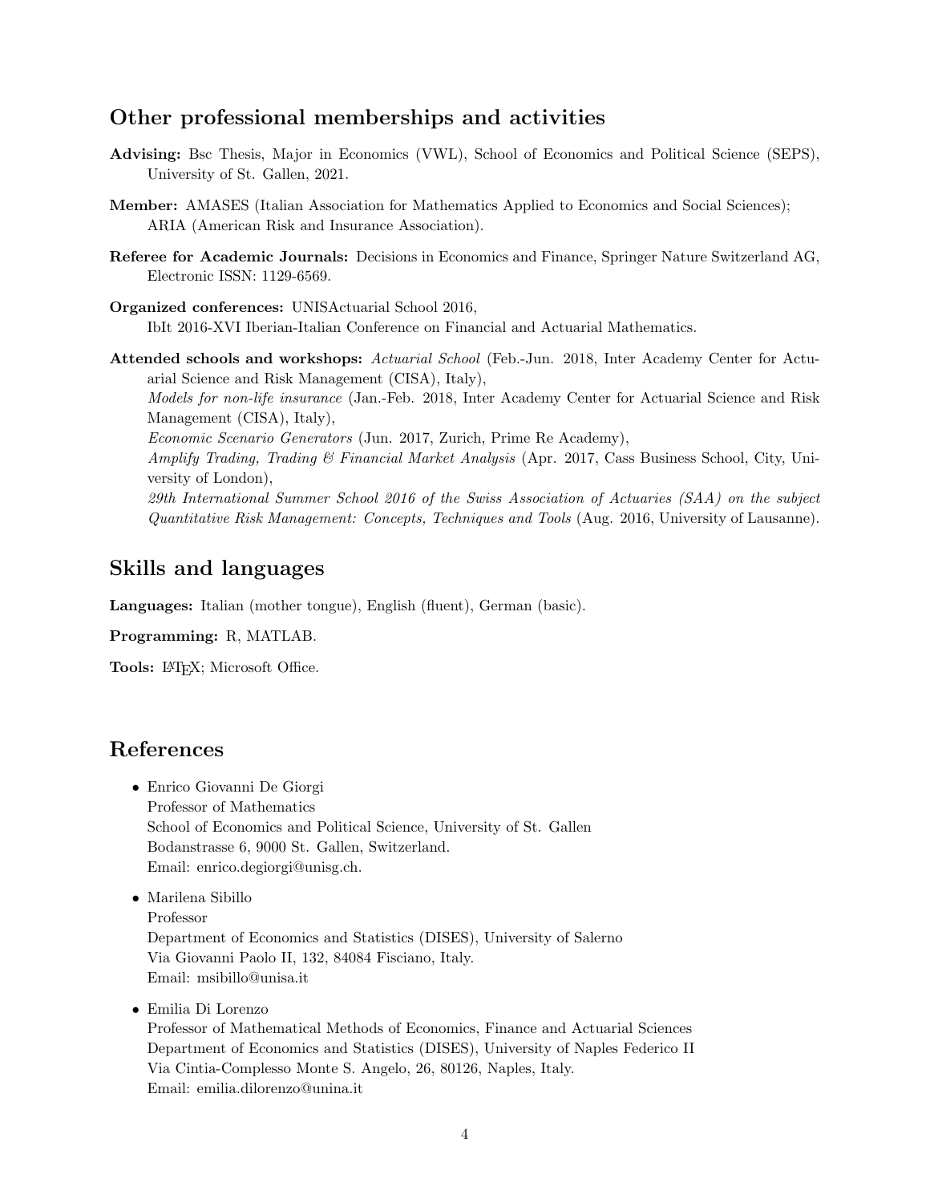## Other professional memberships and activities

**Advising:** Bsc Thesis, Major in Economics (VWL), School of Economics and Political Science (SEPS), University of St. Gallen, 2021.

**Member:** AMASES (Italian Association for Mathematics Applied to Economics and Social Sciences); ARIA (American Risk and Insurance Association).

**Referee for Academic Journals:** Decisions in Economics and Finance, Springer Nature Switzerland AG, Electronic ISSN: 1129-6569.

**Organized conferences:** UNISActuarial School 2016,
IbIt 2016-XVI Iberian-Italian Conference on Financial and Actuarial Mathematics.

**Attended schools and workshops:** *Actuarial School* (Feb.-Jun. 2018, Inter Academy Center for Actuarial Science and Risk Management (CISA), Italy),
*Models for non-life insurance* (Jan.-Feb. 2018, Inter Academy Center for Actuarial Science and Risk Management (CISA), Italy),
*Economic Scenario Generators* (Jun. 2017, Zurich, Prime Re Academy),
*Amplify Trading, Trading & Financial Market Analysis* (Apr. 2017, Cass Business School, City, University of London),
*29th International Summer School 2016 of the Swiss Association of Actuaries (SAA) on the subject Quantitative Risk Management: Concepts, Techniques and Tools* (Aug. 2016, University of Lausanne).

## Skills and languages

**Languages:** Italian (mother tongue), English (fluent), German (basic).

**Programming:** R, MATLAB.

**Tools:** LaTeX; Microsoft Office.

## References

- Enrico Giovanni De Giorgi
  Professor of Mathematics
  School of Economics and Political Science, University of St. Gallen
  Bodanstrasse 6, 9000 St. Gallen, Switzerland.
  Email: enrico.degiorgi@unisg.ch.
- Marilena Sibillo
  Professor
  Department of Economics and Statistics (DISES), University of Salerno
  Via Giovanni Paolo II, 132, 84084 Fisciano, Italy.
  Email: msibillo@unisa.it
- Emilia Di Lorenzo
  Professor of Mathematical Methods of Economics, Finance and Actuarial Sciences
  Department of Economics and Statistics (DISES), University of Naples Federico II
  Via Cintia-Complesso Monte S. Angelo, 26, 80126, Naples, Italy.
  Email: emilia.dilorenzo@unina.it